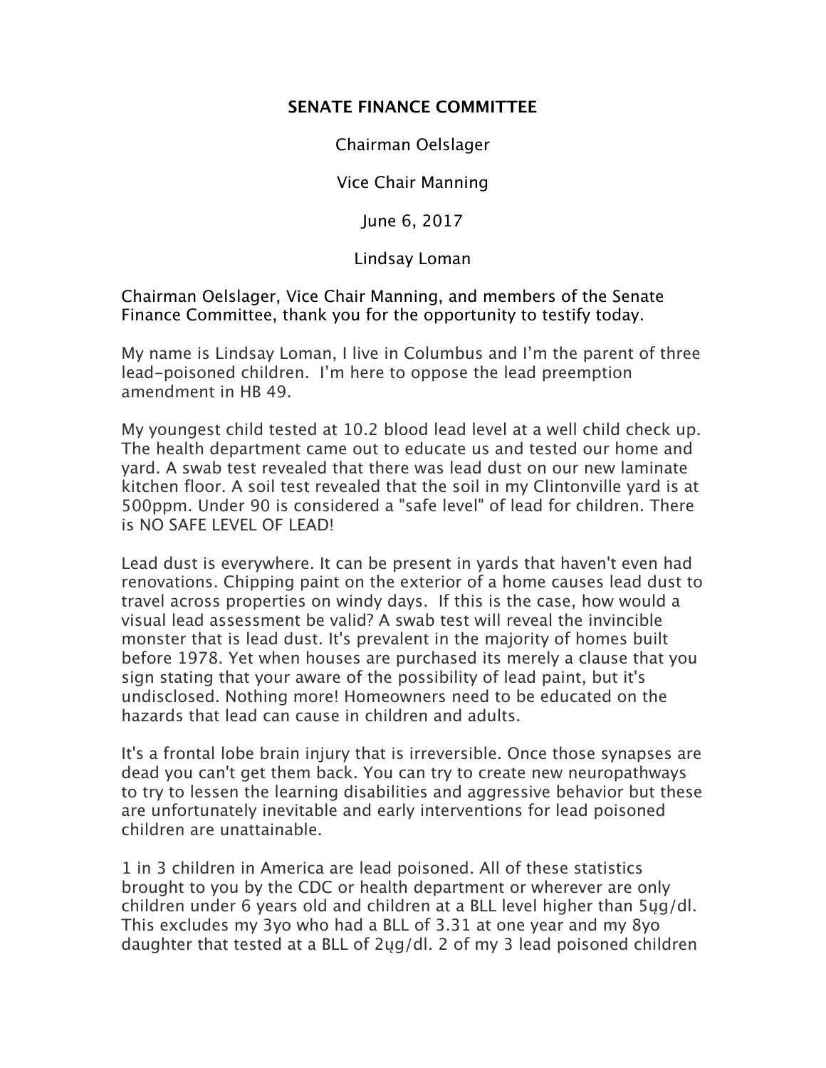**SENATE FINANCE COMMITTEE**

Chairman Oelslager

Vice Chair Manning

June 6, 2017

Lindsay Loman

Chairman Oelslager, Vice Chair Manning, and members of the Senate Finance Committee, thank you for the opportunity to testify today.

My name is Lindsay Loman, I live in Columbus and I'm the parent of three lead-poisoned children. I'm here to oppose the lead preemption amendment in HB 49.

My youngest child tested at 10.2 blood lead level at a well child check up. The health department came out to educate us and tested our home and yard. A swab test revealed that there was lead dust on our new laminate kitchen floor. A soil test revealed that the soil in my Clintonville yard is at 500ppm. Under 90 is considered a "safe level" of lead for children. There is NO SAFE LEVEL OF LEAD!

Lead dust is everywhere. It can be present in yards that haven't even had renovations. Chipping paint on the exterior of a home causes lead dust to travel across properties on windy days. If this is the case, how would a visual lead assessment be valid? A swab test will reveal the invincible monster that is lead dust. It's prevalent in the majority of homes built before 1978. Yet when houses are purchased its merely a clause that you sign stating that your aware of the possibility of lead paint, but it's undisclosed. Nothing more! Homeowners need to be educated on the hazards that lead can cause in children and adults.

It's a frontal lobe brain injury that is irreversible. Once those synapses are dead you can't get them back. You can try to create new neuropathways to try to lessen the learning disabilities and aggressive behavior but these are unfortunately inevitable and early interventions for lead poisoned children are unattainable.

1 in 3 children in America are lead poisoned. All of these statistics brought to you by the CDC or health department or wherever are only children under 6 years old and children at a BLL level higher than 5ųg/dl. This excludes my 3yo who had a BLL of 3.31 at one year and my 8yo daughter that tested at a BLL of 2ųg/dl. 2 of my 3 lead poisoned children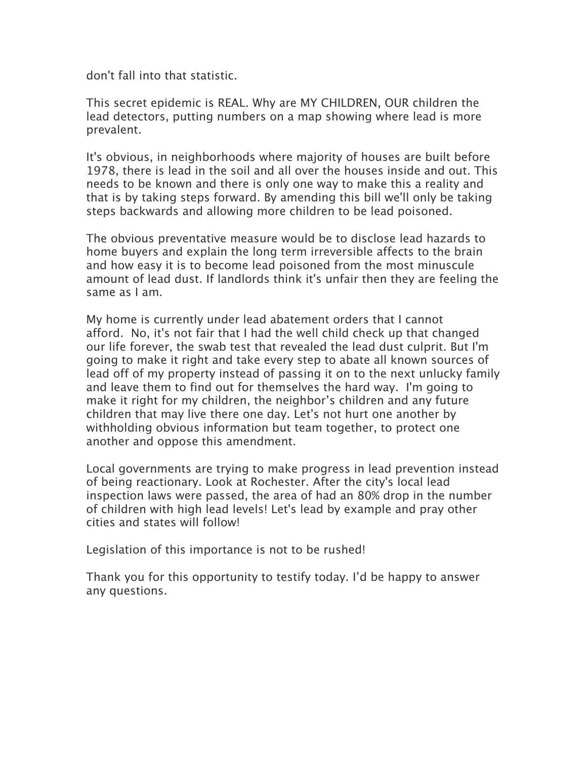don't fall into that statistic.

This secret epidemic is REAL. Why are MY CHILDREN, OUR children the lead detectors, putting numbers on a map showing where lead is more prevalent.

It's obvious, in neighborhoods where majority of houses are built before 1978, there is lead in the soil and all over the houses inside and out. This needs to be known and there is only one way to make this a reality and that is by taking steps forward. By amending this bill we'll only be taking steps backwards and allowing more children to be lead poisoned.

The obvious preventative measure would be to disclose lead hazards to home buyers and explain the long term irreversible affects to the brain and how easy it is to become lead poisoned from the most minuscule amount of lead dust. If landlords think it's unfair then they are feeling the same as I am.

My home is currently under lead abatement orders that I cannot afford. No, it's not fair that I had the well child check up that changed our life forever, the swab test that revealed the lead dust culprit. But I'm going to make it right and take every step to abate all known sources of lead off of my property instead of passing it on to the next unlucky family and leave them to find out for themselves the hard way. I'm going to make it right for my children, the neighbor's children and any future children that may live there one day. Let's not hurt one another by withholding obvious information but team together, to protect one another and oppose this amendment.

Local governments are trying to make progress in lead prevention instead of being reactionary. Look at Rochester. After the city's local lead inspection laws were passed, the area of had an 80% drop in the number of children with high lead levels! Let's lead by example and pray other cities and states will follow!

Legislation of this importance is not to be rushed!

Thank you for this opportunity to testify today. I'd be happy to answer any questions.